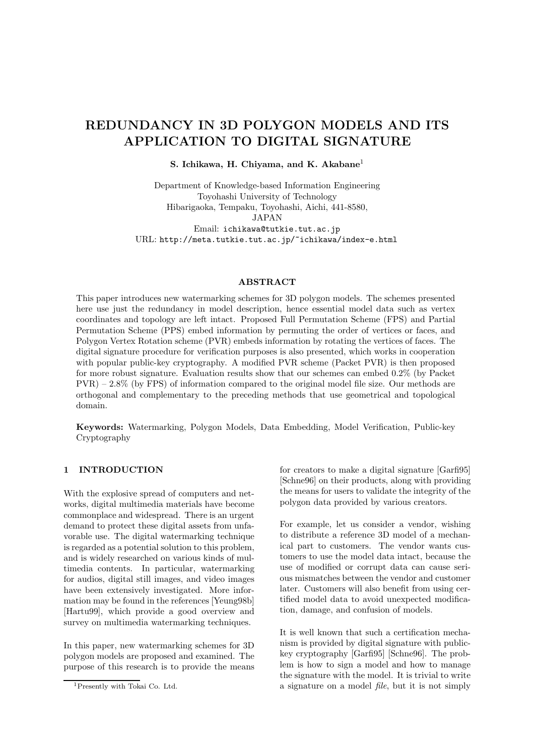# REDUNDANCY IN 3D POLYGON MODELS AND ITS APPLICATION TO DIGITAL SIGNATURE

**S. Ichikawa, H. Chiyama, and K. Akabane**[1]

Department of Knowledge-based Information Engineering
Toyohashi University of Technology
Hibarigaoka, Tempaku, Toyohashi, Aichi, 441-8580,
JAPAN
Email: ichikawa@tutkie.tut.ac.jp
URL: http://meta.tutkie.tut.ac.jp/~ichikawa/index-e.html

### ABSTRACT

This paper introduces new watermarking schemes for 3D polygon models. The schemes presented here use just the redundancy in model description, hence essential model data such as vertex coordinates and topology are left intact. Proposed Full Permutation Scheme (FPS) and Partial Permutation Scheme (PPS) embed information by permuting the order of vertices or faces, and Polygon Vertex Rotation scheme (PVR) embeds information by rotating the vertices of faces. The digital signature procedure for verification purposes is also presented, which works in cooperation with popular public-key cryptography. A modified PVR scheme (Packet PVR) is then proposed for more robust signature. Evaluation results show that our schemes can embed 0.2% (by Packet PVR) – 2.8% (by FPS) of information compared to the original model file size. Our methods are orthogonal and complementary to the preceding methods that use geometrical and topological domain.

**Keywords:** Watermarking, Polygon Models, Data Embedding, Model Verification, Public-key Cryptography

## 1 INTRODUCTION

With the explosive spread of computers and networks, digital multimedia materials have become commonplace and widespread. There is an urgent demand to protect these digital assets from unfavorable use. The digital watermarking technique is regarded as a potential solution to this problem, and is widely researched on various kinds of multimedia contents. In particular, watermarking for audios, digital still images, and video images have been extensively investigated. More information may be found in the references [Yeung98b] [Hartu99], which provide a good overview and survey on multimedia watermarking techniques.

In this paper, new watermarking schemes for 3D polygon models are proposed and examined. The purpose of this research is to provide the means for creators to make a digital signature [Garfi95] [Schne96] on their products, along with providing the means for users to validate the integrity of the polygon data provided by various creators.

For example, let us consider a vendor, wishing to distribute a reference 3D model of a mechanical part to customers. The vendor wants customers to use the model data intact, because the use of modified or corrupt data can cause serious mismatches between the vendor and customer later. Customers will also benefit from using certified model data to avoid unexpected modification, damage, and confusion of models.

It is well known that such a certification mechanism is provided by digital signature with public-key cryptography [Garfi95] [Schne96]. The problem is how to sign a model and how to manage the signature with the model. It is trivial to write a signature on a model *file*, but it is not simply

[1] Presently with Tokai Co. Ltd.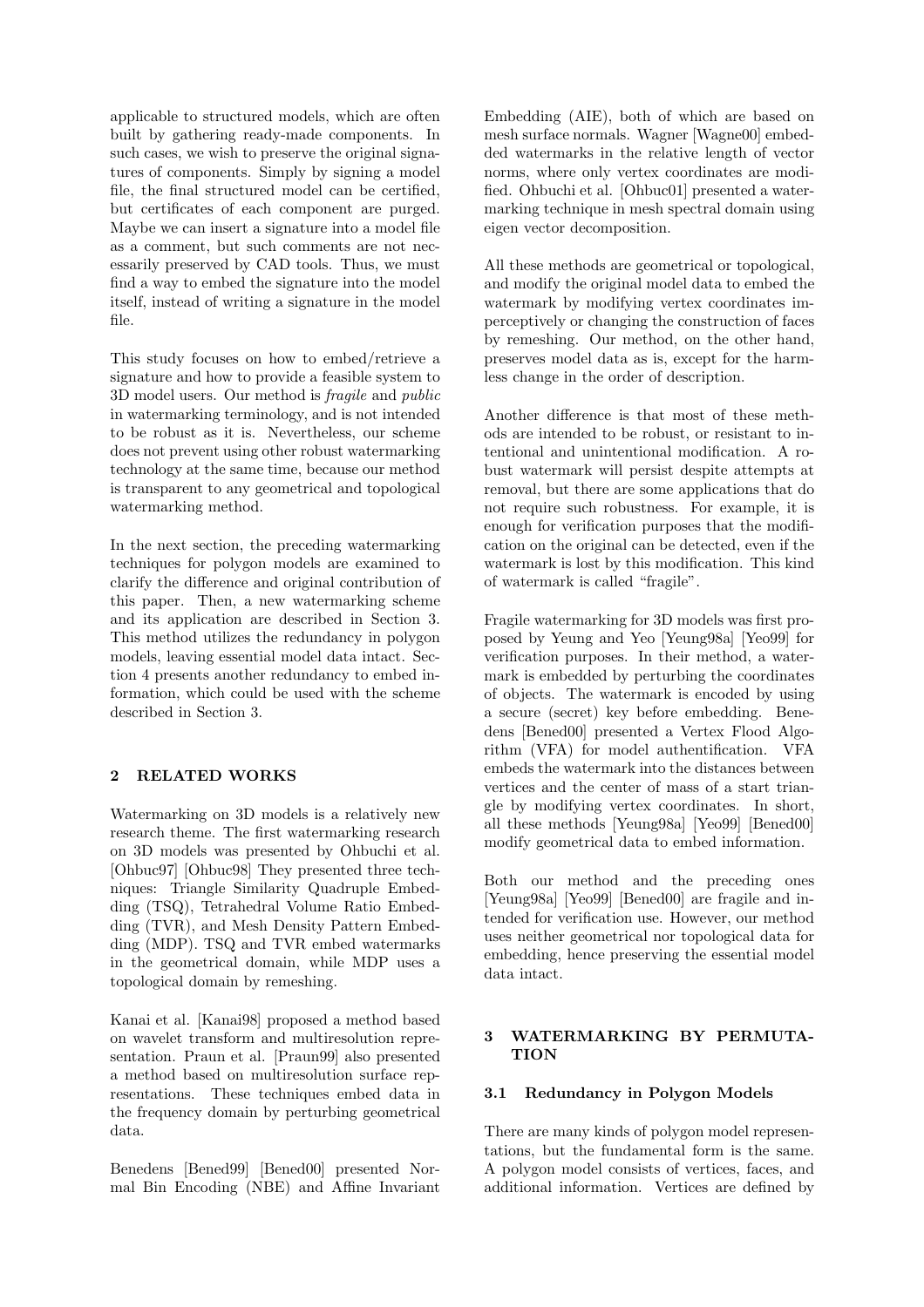applicable to structured models, which are often built by gathering ready-made components. In such cases, we wish to preserve the original signatures of components. Simply by signing a model file, the final structured model can be certified, but certificates of each component are purged. Maybe we can insert a signature into a model file as a comment, but such comments are not necessarily preserved by CAD tools. Thus, we must find a way to embed the signature into the model itself, instead of writing a signature in the model file.

This study focuses on how to embed/retrieve a signature and how to provide a feasible system to 3D model users. Our method is *fragile* and *public* in watermarking terminology, and is not intended to be robust as it is. Nevertheless, our scheme does not prevent using other robust watermarking technology at the same time, because our method is transparent to any geometrical and topological watermarking method.

In the next section, the preceding watermarking techniques for polygon models are examined to clarify the difference and original contribution of this paper. Then, a new watermarking scheme and its application are described in Section 3. This method utilizes the redundancy in polygon models, leaving essential model data intact. Section 4 presents another redundancy to embed information, which could be used with the scheme described in Section 3.

## 2 RELATED WORKS

Watermarking on 3D models is a relatively new research theme. The first watermarking research on 3D models was presented by Ohbuchi et al. [Ohbuc97] [Ohbuc98] They presented three techniques: Triangle Similarity Quadruple Embedding (TSQ), Tetrahedral Volume Ratio Embedding (TVR), and Mesh Density Pattern Embedding (MDP). TSQ and TVR embed watermarks in the geometrical domain, while MDP uses a topological domain by remeshing.

Kanai et al. [Kanai98] proposed a method based on wavelet transform and multiresolution representation. Praun et al. [Praun99] also presented a method based on multiresolution surface representations. These techniques embed data in the frequency domain by perturbing geometrical data.

Benedens [Bened99] [Bened00] presented Normal Bin Encoding (NBE) and Affine Invariant Embedding (AIE), both of which are based on mesh surface normals. Wagner [Wagne00] embedded watermarks in the relative length of vector norms, where only vertex coordinates are modified. Ohbuchi et al. [Ohbuc01] presented a watermarking technique in mesh spectral domain using eigen vector decomposition.

All these methods are geometrical or topological, and modify the original model data to embed the watermark by modifying vertex coordinates imperceptively or changing the construction of faces by remeshing. Our method, on the other hand, preserves model data as is, except for the harmless change in the order of description.

Another difference is that most of these methods are intended to be robust, or resistant to intentional and unintentional modification. A robust watermark will persist despite attempts at removal, but there are some applications that do not require such robustness. For example, it is enough for verification purposes that the modification on the original can be detected, even if the watermark is lost by this modification. This kind of watermark is called "fragile".

Fragile watermarking for 3D models was first proposed by Yeung and Yeo [Yeung98a] [Yeo99] for verification purposes. In their method, a watermark is embedded by perturbing the coordinates of objects. The watermark is encoded by using a secure (secret) key before embedding. Benedens [Bened00] presented a Vertex Flood Algorithm (VFA) for model authentification. VFA embeds the watermark into the distances between vertices and the center of mass of a start triangle by modifying vertex coordinates. In short, all these methods [Yeung98a] [Yeo99] [Bened00] modify geometrical data to embed information.

Both our method and the preceding ones [Yeung98a] [Yeo99] [Bened00] are fragile and intended for verification use. However, our method uses neither geometrical nor topological data for embedding, hence preserving the essential model data intact.

## 3 WATERMARKING BY PERMUTATION

### 3.1 Redundancy in Polygon Models

There are many kinds of polygon model representations, but the fundamental form is the same. A polygon model consists of vertices, faces, and additional information. Vertices are defined by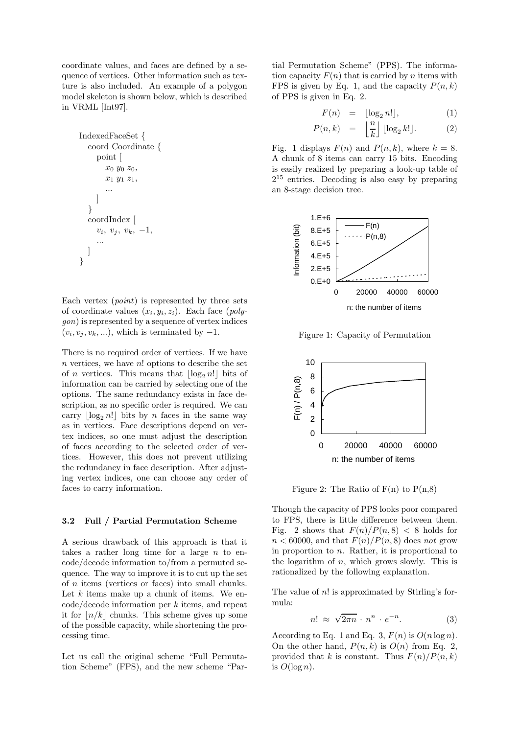coordinate values, and faces are defined by a sequence of vertices. Other information such as texture is also included. An example of a polygon model skeleton is shown below, which is described in VRML [Int97].

```
IndexedFaceSet {
  coord Coordinate {
    point [
      x0 y0 z0,
      x1 y1 z1,
      ...
    ]
  }
  coordIndex [
    vi, vj, vk, −1,
    ...
  ]
}
```

Each vertex (*point*) is represented by three sets of coordinate values $(x_i, y_i, z_i)$. Each face (*polygon*) is represented by a sequence of vertex indices $(v_i, v_j, v_k, ...)$, which is terminated by $-1$.

There is no required order of vertices. If we have $n$ vertices, we have $n!$ options to describe the set of $n$ vertices. This means that $\lfloor \log_2 n! \rfloor$ bits of information can be carried by selecting one of the options. The same redundancy exists in face description, as no specific order is required. We can carry $\lfloor \log_2 n! \rfloor$ bits by $n$ faces in the same way as in vertices. Face descriptions depend on vertex indices, so one must adjust the description of faces according to the selected order of vertices. However, this does not prevent utilizing the redundancy in face description. After adjusting vertex indices, one can choose any order of faces to carry information.

### 3.2 Full / Partial Permutation Scheme

A serious drawback of this approach is that it takes a rather long time for a large $n$ to encode/decode information to/from a permuted sequence. The way to improve it is to cut up the set of $n$ items (vertices or faces) into small chunks. Let $k$ items make up a chunk of items. We encode/decode information per $k$ items, and repeat it for $\lfloor n/k \rfloor$ chunks. This scheme gives up some of the possible capacity, while shortening the processing time.

Let us call the original scheme "Full Permutation Scheme" (FPS), and the new scheme "Partial Permutation Scheme" (PPS). The information capacity $F(n)$ that is carried by $n$ items with FPS is given by Eq. 1, and the capacity $P(n,k)$ of PPS is given in Eq. 2.

$$F(n) = \lfloor \log_2 n! \rfloor, \tag{1}$$

$$P(n,k) = \left\lfloor \frac{n}{k} \right\rfloor \lfloor \log_2 k! \rfloor. \tag{2}$$

Fig. 1 displays $F(n)$ and $P(n,k)$, where $k = 8$. A chunk of 8 items can carry 15 bits. Encoding is easily realized by preparing a look-up table of $2^{15}$ entries. Decoding is also easy by preparing an 8-stage decision tree.

Figure 1: Capacity of Permutation

Figure 2: The Ratio of F(n) to P(n,8)

Though the capacity of PPS looks poor compared to FPS, there is little difference between them. Fig. 2 shows that $F(n)/P(n,8) < 8$ holds for $n < 60000$, and that $F(n)/P(n,8)$ does *not* grow in proportion to $n$. Rather, it is proportional to the logarithm of $n$, which grows slowly. This is rationalized by the following explanation.

The value of $n!$ is approximated by Stirling's formula:

$$n! \approx \sqrt{2\pi n} \cdot n^n \cdot e^{-n}. \tag{3}$$

According to Eq. 1 and Eq. 3, $F(n)$ is $O(n \log n)$. On the other hand, $P(n,k)$ is $O(n)$ from Eq. 2, provided that $k$ is constant. Thus $F(n)/P(n,k)$ is $O(\log n)$.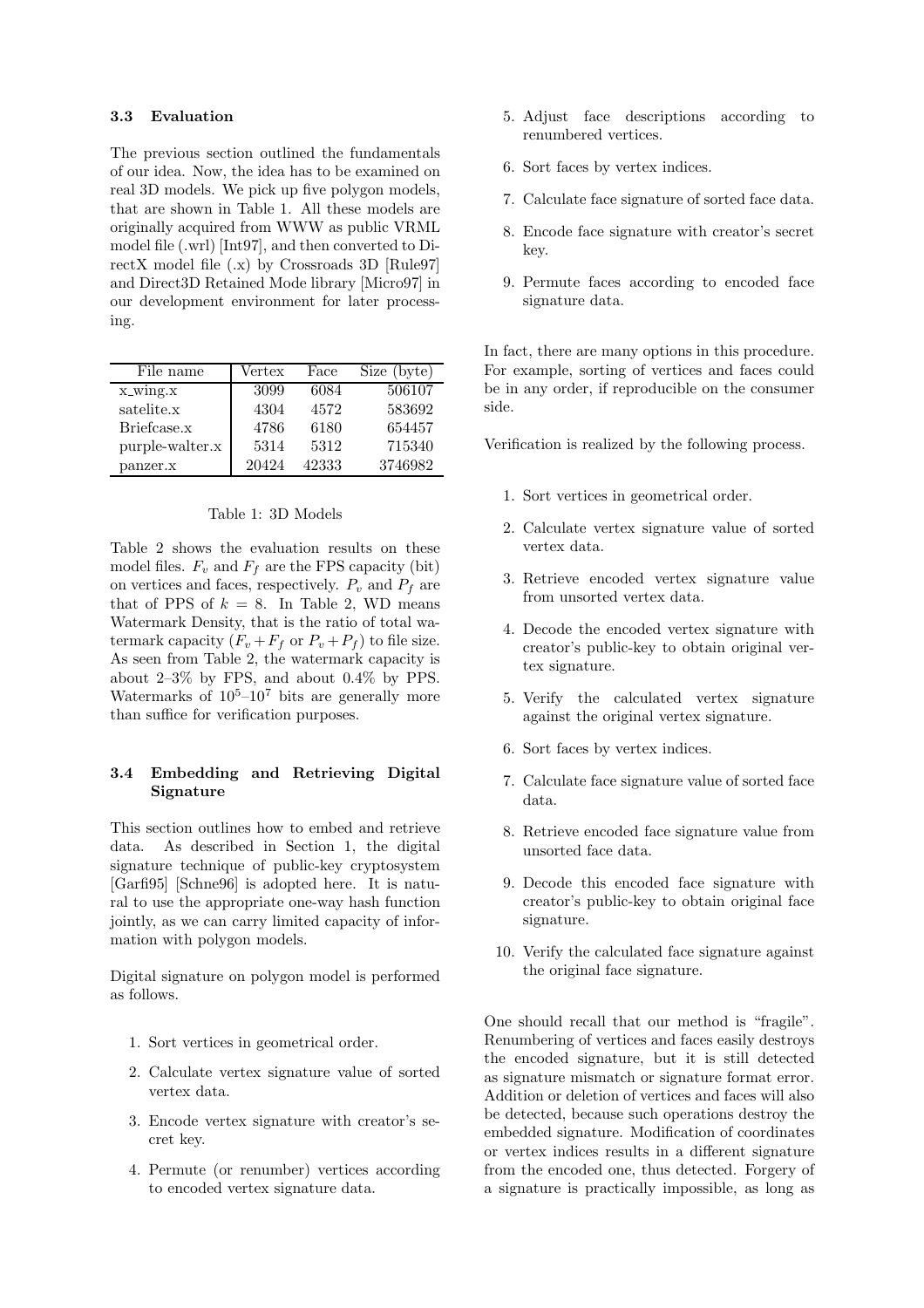### 3.3 Evaluation

The previous section outlined the fundamentals of our idea. Now, the idea has to be examined on real 3D models. We pick up five polygon models, that are shown in Table 1. All these models are originally acquired from WWW as public VRML model file (.wrl) [Int97], and then converted to DirectX model file (.x) by Crossroads 3D [Rule97] and Direct3D Retained Mode library [Micro97] in our development environment for later processing.

| File name | Vertex | Face | Size (byte) |
|---|---|---|---|
| x_wing.x | 3099 | 6084 | 506107 |
| satelite.x | 4304 | 4572 | 583692 |
| Briefcase.x | 4786 | 6180 | 654457 |
| purple-walter.x | 5314 | 5312 | 715340 |
| panzer.x | 20424 | 42333 | 3746982 |

Table 1: 3D Models

Table 2 shows the evaluation results on these model files. $F_v$ and $F_f$ are the FPS capacity (bit) on vertices and faces, respectively. $P_v$ and $P_f$ are that of PPS of $k = 8$. In Table 2, WD means Watermark Density, that is the ratio of total watermark capacity ($F_v + F_f$ or $P_v + P_f$) to file size. As seen from Table 2, the watermark capacity is about 2–3% by FPS, and about 0.4% by PPS. Watermarks of $10^5$–$10^7$ bits are generally more than suffice for verification purposes.

### 3.4 Embedding and Retrieving Digital Signature

This section outlines how to embed and retrieve data. As described in Section 1, the digital signature technique of public-key cryptosystem [Garfi95] [Schne96] is adopted here. It is natural to use the appropriate one-way hash function jointly, as we can carry limited capacity of information with polygon models.

Digital signature on polygon model is performed as follows.

1. Sort vertices in geometrical order.
2. Calculate vertex signature value of sorted vertex data.
3. Encode vertex signature with creator's secret key.
4. Permute (or renumber) vertices according to encoded vertex signature data.
5. Adjust face descriptions according to renumbered vertices.
6. Sort faces by vertex indices.
7. Calculate face signature of sorted face data.
8. Encode face signature with creator's secret key.
9. Permute faces according to encoded face signature data.

In fact, there are many options in this procedure. For example, sorting of vertices and faces could be in any order, if reproducible on the consumer side.

Verification is realized by the following process.

1. Sort vertices in geometrical order.
2. Calculate vertex signature value of sorted vertex data.
3. Retrieve encoded vertex signature value from unsorted vertex data.
4. Decode the encoded vertex signature with creator's public-key to obtain original vertex signature.
5. Verify the calculated vertex signature against the original vertex signature.
6. Sort faces by vertex indices.
7. Calculate face signature value of sorted face data.
8. Retrieve encoded face signature value from unsorted face data.
9. Decode this encoded face signature with creator's public-key to obtain original face signature.
10. Verify the calculated face signature against the original face signature.

One should recall that our method is "fragile". Renumbering of vertices and faces easily destroys the encoded signature, but it is still detected as signature mismatch or signature format error. Addition or deletion of vertices and faces will also be detected, because such operations destroy the embedded signature. Modification of coordinates or vertex indices results in a different signature from the encoded one, thus detected. Forgery of a signature is practically impossible, as long as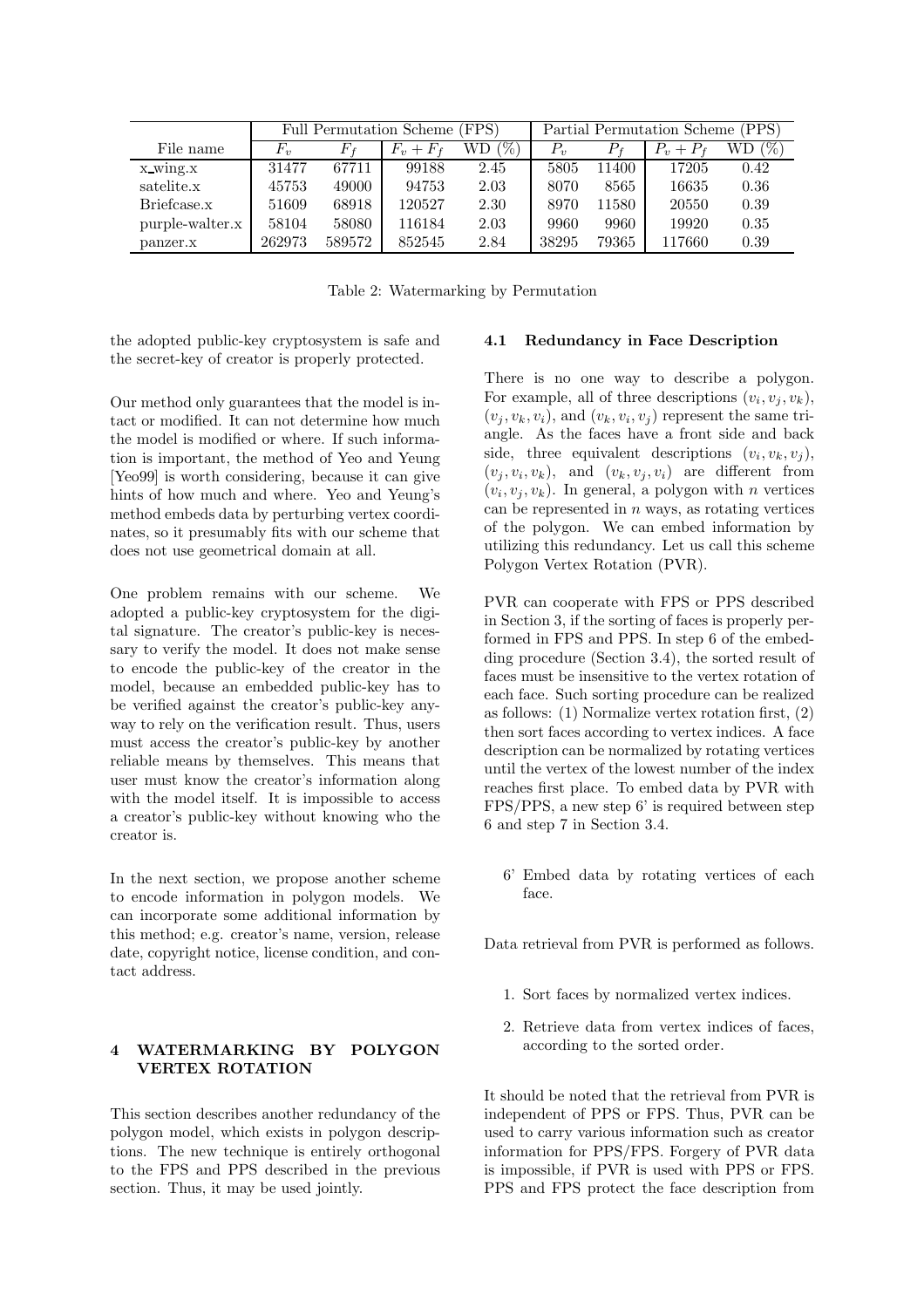| | Full Permutation Scheme (FPS) | | | | Partial Permutation Scheme (PPS) | | | |
|---|---|---|---|---|---|---|---|---|
| File name | $F_v$ | $F_f$ | $F_v + F_f$ | WD (%) | $P_v$ | $P_f$ | $P_v + P_f$ | WD (%) |
| x_wing.x | 31477 | 67711 | 99188 | 2.45 | 5805 | 11400 | 17205 | 0.42 |
| satelite.x | 45753 | 49000 | 94753 | 2.03 | 8070 | 8565 | 16635 | 0.36 |
| Briefcase.x | 51609 | 68918 | 120527 | 2.30 | 8970 | 11580 | 20550 | 0.39 |
| purple-walter.x | 58104 | 58080 | 116184 | 2.03 | 9960 | 9960 | 19920 | 0.35 |
| panzer.x | 262973 | 589572 | 852545 | 2.84 | 38295 | 79365 | 117660 | 0.39 |

Table 2: Watermarking by Permutation

the adopted public-key cryptosystem is safe and the secret-key of creator is properly protected.

Our method only guarantees that the model is intact or modified. It can not determine how much the model is modified or where. If such information is important, the method of Yeo and Yeung [Yeo99] is worth considering, because it can give hints of how much and where. Yeo and Yeung's method embeds data by perturbing vertex coordinates, so it presumably fits with our scheme that does not use geometrical domain at all.

One problem remains with our scheme. We adopted a public-key cryptosystem for the digital signature. The creator's public-key is necessary to verify the model. It does not make sense to encode the public-key of the creator in the model, because an embedded public-key has to be verified against the creator's public-key anyway to rely on the verification result. Thus, users must access the creator's public-key by another reliable means by themselves. This means that user must know the creator's information along with the model itself. It is impossible to access a creator's public-key without knowing who the creator is.

In the next section, we propose another scheme to encode information in polygon models. We can incorporate some additional information by this method; e.g. creator's name, version, release date, copyright notice, license condition, and contact address.

## 4 WATERMARKING BY POLYGON VERTEX ROTATION

This section describes another redundancy of the polygon model, which exists in polygon descriptions. The new technique is entirely orthogonal to the FPS and PPS described in the previous section. Thus, it may be used jointly.

### 4.1 Redundancy in Face Description

There is no one way to describe a polygon. For example, all of three descriptions $(v_i, v_j, v_k)$, $(v_j, v_k, v_i)$, and $(v_k, v_i, v_j)$ represent the same triangle. As the faces have a front side and back side, three equivalent descriptions $(v_i, v_k, v_j)$, $(v_j, v_i, v_k)$, and $(v_k, v_j, v_i)$ are different from $(v_i, v_j, v_k)$. In general, a polygon with $n$ vertices can be represented in $n$ ways, as rotating vertices of the polygon. We can embed information by utilizing this redundancy. Let us call this scheme Polygon Vertex Rotation (PVR).

PVR can cooperate with FPS or PPS described in Section 3, if the sorting of faces is properly performed in FPS and PPS. In step 6 of the embedding procedure (Section 3.4), the sorted result of faces must be insensitive to the vertex rotation of each face. Such sorting procedure can be realized as follows: (1) Normalize vertex rotation first, (2) then sort faces according to vertex indices. A face description can be normalized by rotating vertices until the vertex of the lowest number of the index reaches first place. To embed data by PVR with FPS/PPS, a new step 6' is required between step 6 and step 7 in Section 3.4.

- 6' Embed data by rotating vertices of each face.

Data retrieval from PVR is performed as follows.

1. Sort faces by normalized vertex indices.
2. Retrieve data from vertex indices of faces, according to the sorted order.

It should be noted that the retrieval from PVR is independent of PPS or FPS. Thus, PVR can be used to carry various information such as creator information for PPS/FPS. Forgery of PVR data is impossible, if PVR is used with PPS or FPS. PPS and FPS protect the face description from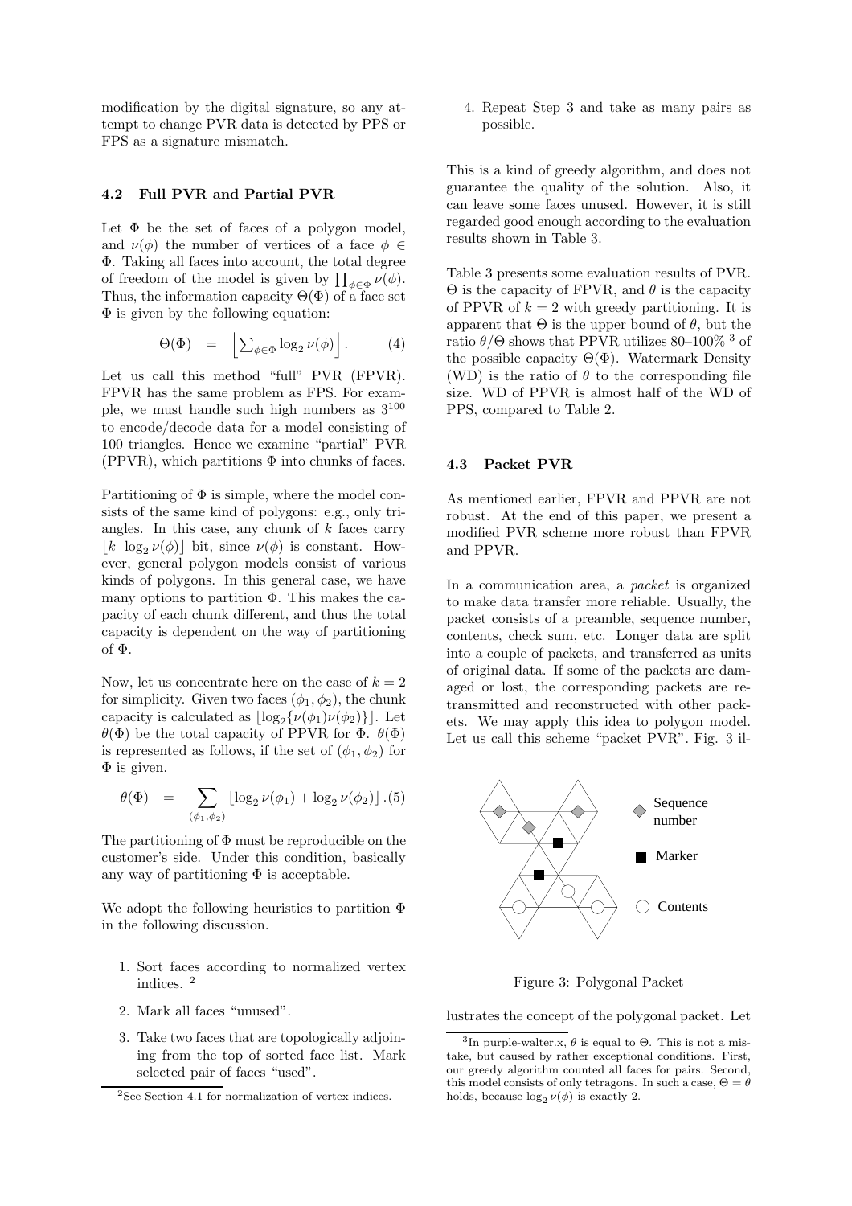modification by the digital signature, so any attempt to change PVR data is detected by PPS or FPS as a signature mismatch.

### 4.2 Full PVR and Partial PVR

Let $\Phi$ be the set of faces of a polygon model, and $\nu(\phi)$ the number of vertices of a face $\phi \in \Phi$. Taking all faces into account, the total degree of freedom of the model is given by $\prod_{\phi\in\Phi} \nu(\phi)$. Thus, the information capacity $\Theta(\Phi)$ of a face set $\Phi$ is given by the following equation:

$$\Theta(\Phi) \quad = \quad \left\lfloor \sum_{\phi\in\Phi} \log_2 \nu(\phi) \right\rfloor . \qquad (4)$$

Let us call this method "full" PVR (FPVR). FPVR has the same problem as FPS. For example, we must handle such high numbers as $3^{100}$ to encode/decode data for a model consisting of 100 triangles. Hence we examine "partial" PVR (PPVR), which partitions $\Phi$ into chunks of faces.

Partitioning of $\Phi$ is simple, where the model consists of the same kind of polygons: e.g., only triangles. In this case, any chunk of $k$ faces carry $\lfloor k \ \log_2 \nu(\phi) \rfloor$ bit, since $\nu(\phi)$ is constant. However, general polygon models consist of various kinds of polygons. In this general case, we have many options to partition $\Phi$. This makes the capacity of each chunk different, and thus the total capacity is dependent on the way of partitioning of $\Phi$.

Now, let us concentrate here on the case of $k = 2$ for simplicity. Given two faces $(\phi_1, \phi_2)$, the chunk capacity is calculated as $\lfloor \log_2\{\nu(\phi_1)\nu(\phi_2)\}\rfloor$. Let $\theta(\Phi)$ be the total capacity of PPVR for $\Phi$. $\theta(\Phi)$ is represented as follows, if the set of $(\phi_1, \phi_2)$ for $\Phi$ is given.

$$\theta(\Phi) \quad = \quad \sum_{(\phi_1,\phi_2)} \lfloor \log_2 \nu(\phi_1) + \log_2 \nu(\phi_2) \rfloor . \qquad (5)$$

The partitioning of $\Phi$ must be reproducible on the customer's side. Under this condition, basically any way of partitioning $\Phi$ is acceptable.

We adopt the following heuristics to partition $\Phi$ in the following discussion.

1. Sort faces according to normalized vertex indices. [2]
2. Mark all faces "unused".
3. Take two faces that are topologically adjoining from the top of sorted face list. Mark selected pair of faces "used".
4. Repeat Step 3 and take as many pairs as possible.

[2] See Section 4.1 for normalization of vertex indices.

This is a kind of greedy algorithm, and does not guarantee the quality of the solution. Also, it can leave some faces unused. However, it is still regarded good enough according to the evaluation results shown in Table 3.

Table 3 presents some evaluation results of PVR. $\Theta$ is the capacity of FPVR, and $\theta$ is the capacity of PPVR of $k = 2$ with greedy partitioning. It is apparent that $\Theta$ is the upper bound of $\theta$, but the ratio $\theta/\Theta$ shows that PPVR utilizes 80–100% [3] of the possible capacity $\Theta(\Phi)$. Watermark Density (WD) is the ratio of $\theta$ to the corresponding file size. WD of PPVR is almost half of the WD of PPS, compared to Table 2.

### 4.3 Packet PVR

As mentioned earlier, FPVR and PPVR are not robust. At the end of this paper, we present a modified PVR scheme more robust than FPVR and PPVR.

In a communication area, a *packet* is organized to make data transfer more reliable. Usually, the packet consists of a preamble, sequence number, contents, check sum, etc. Longer data are split into a couple of packets, and transferred as units of original data. If some of the packets are damaged or lost, the corresponding packets are retransmitted and reconstructed with other packets. We may apply this idea to polygon model. Let us call this scheme "packet PVR". Fig. 3 illustrates the concept of the polygonal packet. Let

Sequence number

Marker

Contents

Figure 3: Polygonal Packet

[3] In purple-walter.x, $\theta$ is equal to $\Theta$. This is not a mistake, but caused by rather exceptional conditions. First, our greedy algorithm counted all faces for pairs. Second, this model consists of only tetragons. In such a case, $\Theta = \theta$ holds, because $\log_2 \nu(\phi)$ is exactly 2.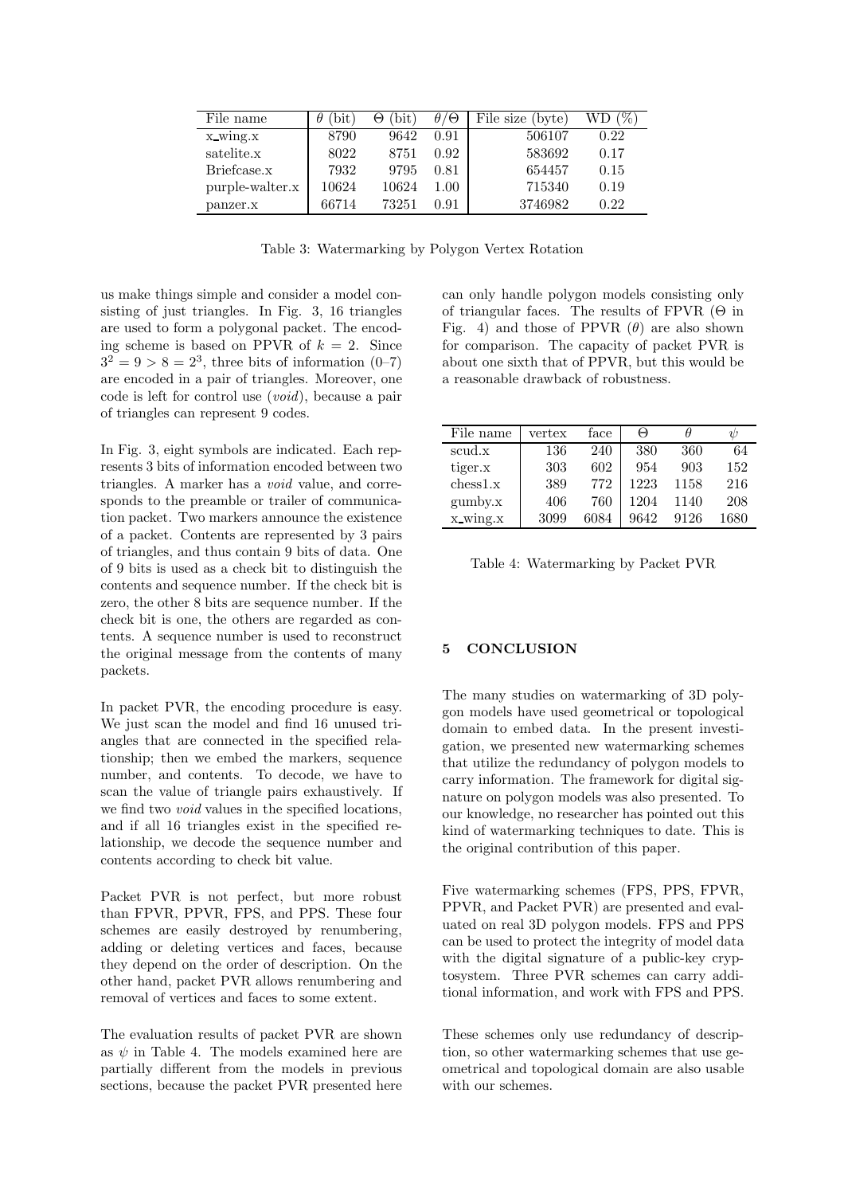| File name | $\theta$ (bit) | $\Theta$ (bit) | $\theta/\Theta$ | File size (byte) | WD (%) |
|---|---|---|---|---|---|
| x_wing.x | 8790 | 9642 | 0.91 | 506107 | 0.22 |
| satelite.x | 8022 | 8751 | 0.92 | 583692 | 0.17 |
| Briefcase.x | 7932 | 9795 | 0.81 | 654457 | 0.15 |
| purple-walter.x | 10624 | 10624 | 1.00 | 715340 | 0.19 |
| panzer.x | 66714 | 73251 | 0.91 | 3746982 | 0.22 |

Table 3: Watermarking by Polygon Vertex Rotation

us make things simple and consider a model consisting of just triangles. In Fig. 3, 16 triangles are used to form a polygonal packet. The encoding scheme is based on PPVR of $k = 2$. Since $3^2 = 9 > 8 = 2^3$, three bits of information (0–7) are encoded in a pair of triangles. Moreover, one code is left for control use (*void*), because a pair of triangles can represent 9 codes.

In Fig. 3, eight symbols are indicated. Each represents 3 bits of information encoded between two triangles. A marker has a *void* value, and corresponds to the preamble or trailer of communication packet. Two markers announce the existence of a packet. Contents are represented by 3 pairs of triangles, and thus contain 9 bits of data. One of 9 bits is used as a check bit to distinguish the contents and sequence number. If the check bit is zero, the other 8 bits are sequence number. If the check bit is one, the others are regarded as contents. A sequence number is used to reconstruct the original message from the contents of many packets.

In packet PVR, the encoding procedure is easy. We just scan the model and find 16 unused triangles that are connected in the specified relationship; then we embed the markers, sequence number, and contents. To decode, we have to scan the value of triangle pairs exhaustively. If we find two *void* values in the specified locations, and if all 16 triangles exist in the specified relationship, we decode the sequence number and contents according to check bit value.

Packet PVR is not perfect, but more robust than FPVR, PPVR, FPS, and PPS. These four schemes are easily destroyed by renumbering, adding or deleting vertices and faces, because they depend on the order of description. On the other hand, packet PVR allows renumbering and removal of vertices and faces to some extent.

The evaluation results of packet PVR are shown as $\psi$ in Table 4. The models examined here are partially different from the models in previous sections, because the packet PVR presented here can only handle polygon models consisting only of triangular faces. The results of FPVR ($\Theta$ in Fig. 4) and those of PPVR ($\theta$) are also shown for comparison. The capacity of packet PVR is about one sixth that of PPVR, but this would be a reasonable drawback of robustness.

| File name | vertex | face | $\Theta$ | $\theta$ | $\psi$ |
|---|---|---|---|---|---|
| scud.x | 136 | 240 | 380 | 360 | 64 |
| tiger.x | 303 | 602 | 954 | 903 | 152 |
| chess1.x | 389 | 772 | 1223 | 1158 | 216 |
| gumby.x | 406 | 760 | 1204 | 1140 | 208 |
| x_wing.x | 3099 | 6084 | 9642 | 9126 | 1680 |

Table 4: Watermarking by Packet PVR

## 5 CONCLUSION

The many studies on watermarking of 3D polygon models have used geometrical or topological domain to embed data. In the present investigation, we presented new watermarking schemes that utilize the redundancy of polygon models to carry information. The framework for digital signature on polygon models was also presented. To our knowledge, no researcher has pointed out this kind of watermarking techniques to date. This is the original contribution of this paper.

Five watermarking schemes (FPS, PPS, FPVR, PPVR, and Packet PVR) are presented and evaluated on real 3D polygon models. FPS and PPS can be used to protect the integrity of model data with the digital signature of a public-key cryptosystem. Three PVR schemes can carry additional information, and work with FPS and PPS.

These schemes only use redundancy of description, so other watermarking schemes that use geometrical and topological domain are also usable with our schemes.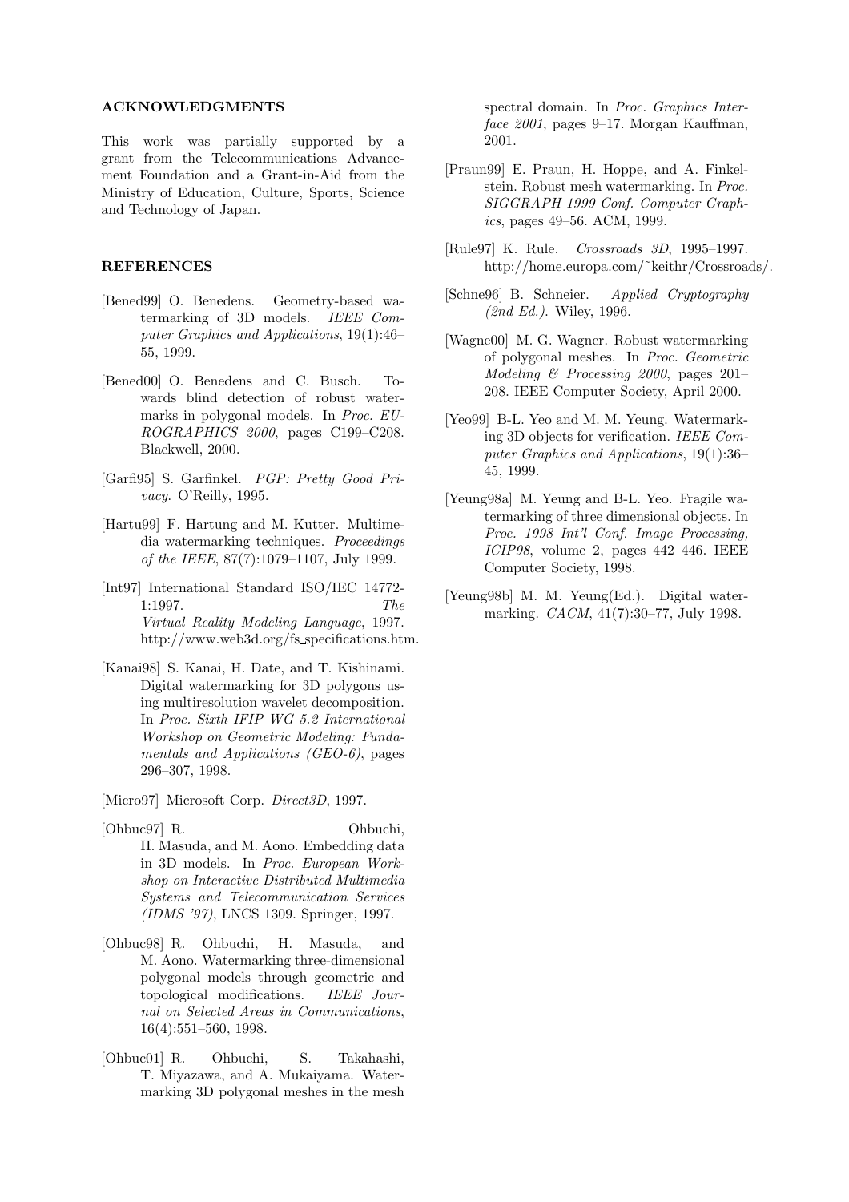## ACKNOWLEDGMENTS

This work was partially supported by a grant from the Telecommunications Advancement Foundation and a Grant-in-Aid from the Ministry of Education, Culture, Sports, Science and Technology of Japan.

## REFERENCES

[Bened99] O. Benedens. Geometry-based watermarking of 3D models. *IEEE Computer Graphics and Applications*, 19(1):46–55, 1999.

[Bened00] O. Benedens and C. Busch. Towards blind detection of robust watermarks in polygonal models. In *Proc. EUROGRAPHICS 2000*, pages C199–C208. Blackwell, 2000.

[Garfi95] S. Garfinkel. *PGP: Pretty Good Privacy*. O'Reilly, 1995.

[Hartu99] F. Hartung and M. Kutter. Multimedia watermarking techniques. *Proceedings of the IEEE*, 87(7):1079–1107, July 1999.

[Int97] International Standard ISO/IEC 14772-1:1997. *The Virtual Reality Modeling Language*, 1997. http://www.web3d.org/fs_specifications.htm.

[Kanai98] S. Kanai, H. Date, and T. Kishinami. Digital watermarking for 3D polygons using multiresolution wavelet decomposition. In *Proc. Sixth IFIP WG 5.2 International Workshop on Geometric Modeling: Fundamentals and Applications (GEO-6)*, pages 296–307, 1998.

[Micro97] Microsoft Corp. *Direct3D*, 1997.

[Ohbuc97] R. Ohbuchi, H. Masuda, and M. Aono. Embedding data in 3D models. In *Proc. European Workshop on Interactive Distributed Multimedia Systems and Telecommunication Services (IDMS '97)*, LNCS 1309. Springer, 1997.

[Ohbuc98] R. Ohbuchi, H. Masuda, and M. Aono. Watermarking three-dimensional polygonal models through geometric and topological modifications. *IEEE Journal on Selected Areas in Communications*, 16(4):551–560, 1998.

[Ohbuc01] R. Ohbuchi, S. Takahashi, T. Miyazawa, and A. Mukaiyama. Watermarking 3D polygonal meshes in the mesh spectral domain. In *Proc. Graphics Interface 2001*, pages 9–17. Morgan Kauffman, 2001.

[Praun99] E. Praun, H. Hoppe, and A. Finkelstein. Robust mesh watermarking. In *Proc. SIGGRAPH 1999 Conf. Computer Graphics*, pages 49–56. ACM, 1999.

[Rule97] K. Rule. *Crossroads 3D*, 1995–1997. http://home.europa.com/~keithr/Crossroads/.

[Schne96] B. Schneier. *Applied Cryptography (2nd Ed.)*. Wiley, 1996.

[Wagne00] M. G. Wagner. Robust watermarking of polygonal meshes. In *Proc. Geometric Modeling & Processing 2000*, pages 201–208. IEEE Computer Society, April 2000.

[Yeo99] B-L. Yeo and M. M. Yeung. Watermarking 3D objects for verification. *IEEE Computer Graphics and Applications*, 19(1):36–45, 1999.

[Yeung98a] M. Yeung and B-L. Yeo. Fragile watermarking of three dimensional objects. In *Proc. 1998 Int'l Conf. Image Processing, ICIP98*, volume 2, pages 442–446. IEEE Computer Society, 1998.

[Yeung98b] M. M. Yeung(Ed.). Digital watermarking. *CACM*, 41(7):30–77, July 1998.